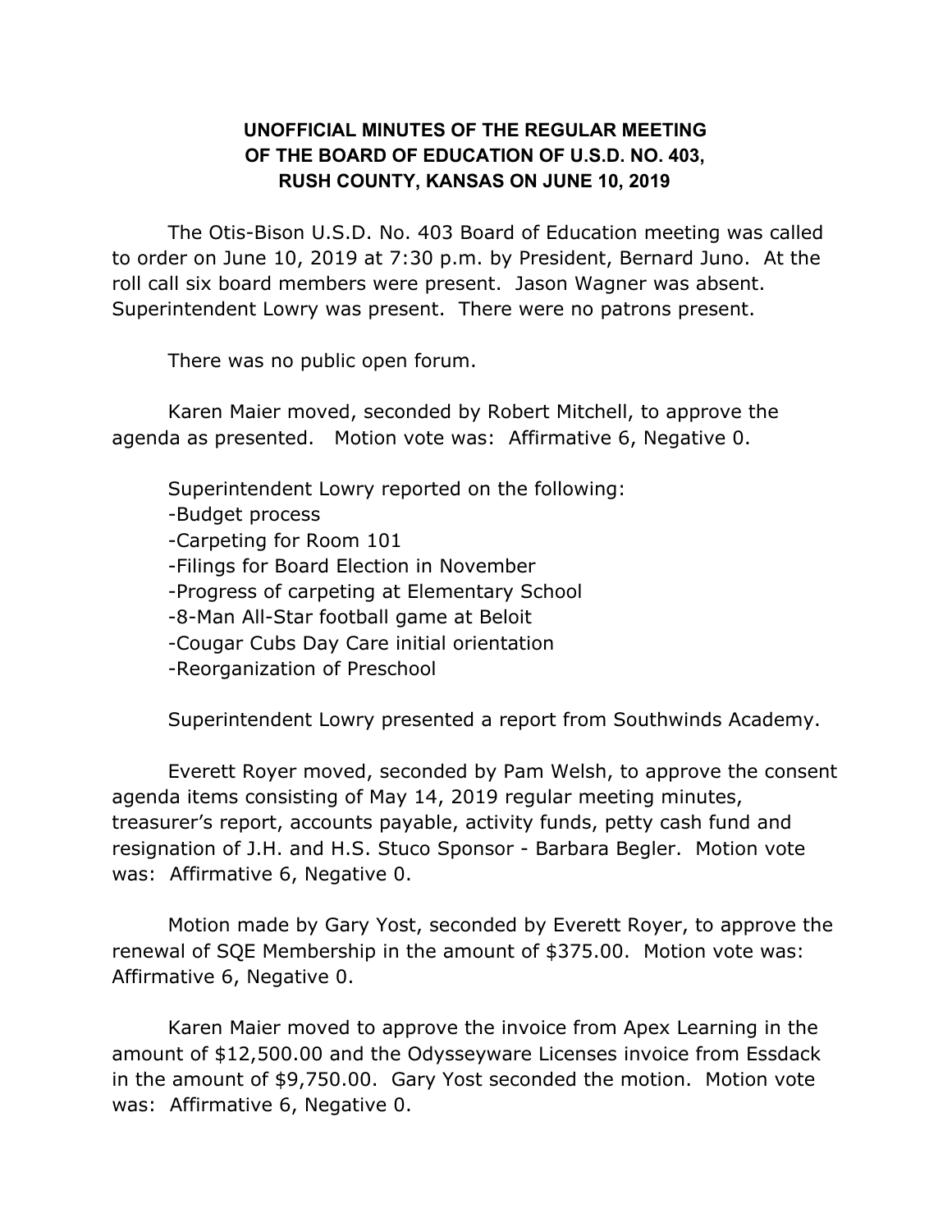**UNOFFICIAL MINUTES OF THE REGULAR MEETING OF THE BOARD OF EDUCATION OF U.S.D. NO. 403, RUSH COUNTY, KANSAS ON JUNE 10, 2019**

The Otis-Bison U.S.D. No. 403 Board of Education meeting was called to order on June 10, 2019 at 7:30 p.m. by President, Bernard Juno. At the roll call six board members were present. Jason Wagner was absent. Superintendent Lowry was present. There were no patrons present.

There was no public open forum.

Karen Maier moved, seconded by Robert Mitchell, to approve the agenda as presented. Motion vote was: Affirmative 6, Negative 0.

Superintendent Lowry reported on the following:

- Budget process
- Carpeting for Room 101
- Filings for Board Election in November
- Progress of carpeting at Elementary School
- 8-Man All-Star football game at Beloit
- Cougar Cubs Day Care initial orientation
- Reorganization of Preschool

Superintendent Lowry presented a report from Southwinds Academy.

Everett Royer moved, seconded by Pam Welsh, to approve the consent agenda items consisting of May 14, 2019 regular meeting minutes, treasurer's report, accounts payable, activity funds, petty cash fund and resignation of J.H. and H.S. Stuco Sponsor - Barbara Begler. Motion vote was: Affirmative 6, Negative 0.

Motion made by Gary Yost, seconded by Everett Royer, to approve the renewal of SQE Membership in the amount of $375.00. Motion vote was: Affirmative 6, Negative 0.

Karen Maier moved to approve the invoice from Apex Learning in the amount of $12,500.00 and the Odysseyware Licenses invoice from Essdack in the amount of $9,750.00. Gary Yost seconded the motion. Motion vote was: Affirmative 6, Negative 0.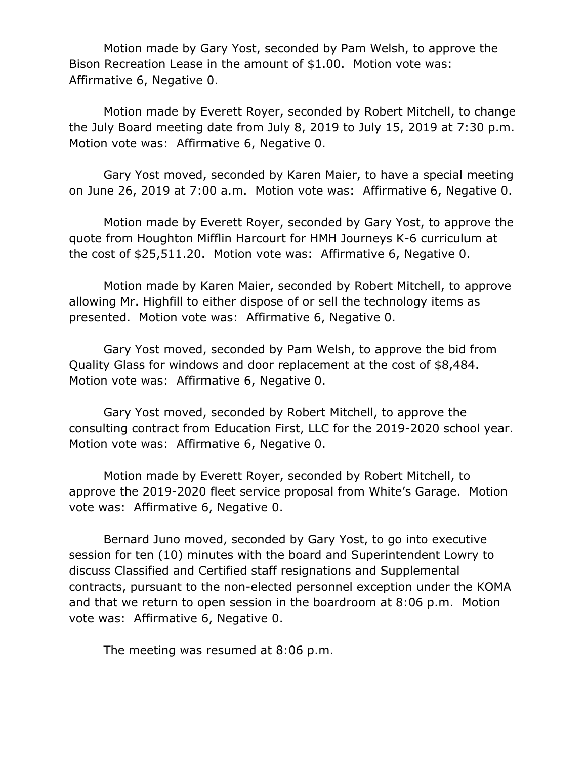Motion made by Gary Yost, seconded by Pam Welsh, to approve the Bison Recreation Lease in the amount of $1.00. Motion vote was: Affirmative 6, Negative 0.

Motion made by Everett Royer, seconded by Robert Mitchell, to change the July Board meeting date from July 8, 2019 to July 15, 2019 at 7:30 p.m. Motion vote was: Affirmative 6, Negative 0.

Gary Yost moved, seconded by Karen Maier, to have a special meeting on June 26, 2019 at 7:00 a.m. Motion vote was: Affirmative 6, Negative 0.

Motion made by Everett Royer, seconded by Gary Yost, to approve the quote from Houghton Mifflin Harcourt for HMH Journeys K-6 curriculum at the cost of $25,511.20. Motion vote was: Affirmative 6, Negative 0.

Motion made by Karen Maier, seconded by Robert Mitchell, to approve allowing Mr. Highfill to either dispose of or sell the technology items as presented. Motion vote was: Affirmative 6, Negative 0.

Gary Yost moved, seconded by Pam Welsh, to approve the bid from Quality Glass for windows and door replacement at the cost of $8,484. Motion vote was: Affirmative 6, Negative 0.

Gary Yost moved, seconded by Robert Mitchell, to approve the consulting contract from Education First, LLC for the 2019-2020 school year. Motion vote was: Affirmative 6, Negative 0.

Motion made by Everett Royer, seconded by Robert Mitchell, to approve the 2019-2020 fleet service proposal from White's Garage. Motion vote was: Affirmative 6, Negative 0.

Bernard Juno moved, seconded by Gary Yost, to go into executive session for ten (10) minutes with the board and Superintendent Lowry to discuss Classified and Certified staff resignations and Supplemental contracts, pursuant to the non-elected personnel exception under the KOMA and that we return to open session in the boardroom at 8:06 p.m. Motion vote was: Affirmative 6, Negative 0.

The meeting was resumed at 8:06 p.m.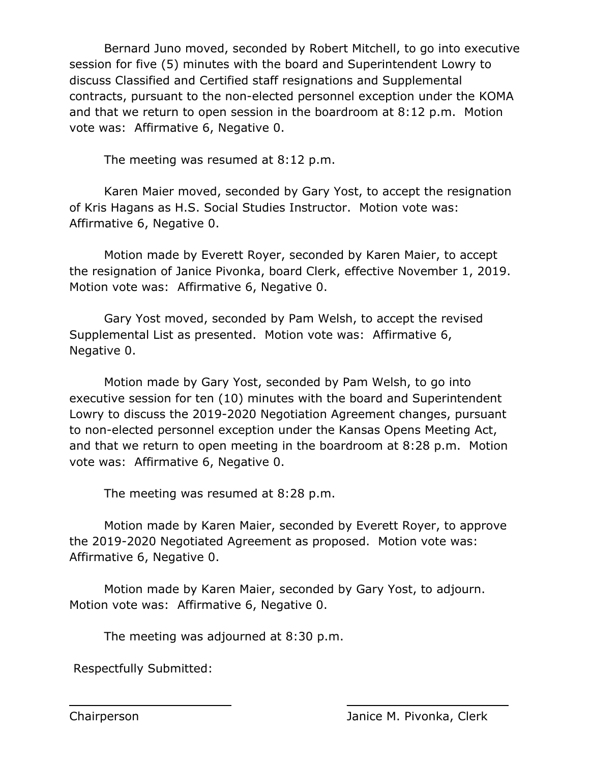Bernard Juno moved, seconded by Robert Mitchell, to go into executive session for five (5) minutes with the board and Superintendent Lowry to discuss Classified and Certified staff resignations and Supplemental contracts, pursuant to the non-elected personnel exception under the KOMA and that we return to open session in the boardroom at 8:12 p.m. Motion vote was: Affirmative 6, Negative 0.

The meeting was resumed at 8:12 p.m.

Karen Maier moved, seconded by Gary Yost, to accept the resignation of Kris Hagans as H.S. Social Studies Instructor. Motion vote was: Affirmative 6, Negative 0.

Motion made by Everett Royer, seconded by Karen Maier, to accept the resignation of Janice Pivonka, board Clerk, effective November 1, 2019. Motion vote was: Affirmative 6, Negative 0.

Gary Yost moved, seconded by Pam Welsh, to accept the revised Supplemental List as presented. Motion vote was: Affirmative 6, Negative 0.

Motion made by Gary Yost, seconded by Pam Welsh, to go into executive session for ten (10) minutes with the board and Superintendent Lowry to discuss the 2019-2020 Negotiation Agreement changes, pursuant to non-elected personnel exception under the Kansas Opens Meeting Act, and that we return to open meeting in the boardroom at 8:28 p.m. Motion vote was: Affirmative 6, Negative 0.

The meeting was resumed at 8:28 p.m.

Motion made by Karen Maier, seconded by Everett Royer, to approve the 2019-2020 Negotiated Agreement as proposed. Motion vote was: Affirmative 6, Negative 0.

Motion made by Karen Maier, seconded by Gary Yost, to adjourn. Motion vote was: Affirmative 6, Negative 0.

The meeting was adjourned at 8:30 p.m.

Respectfully Submitted:

Chairperson

Janice M. Pivonka, Clerk